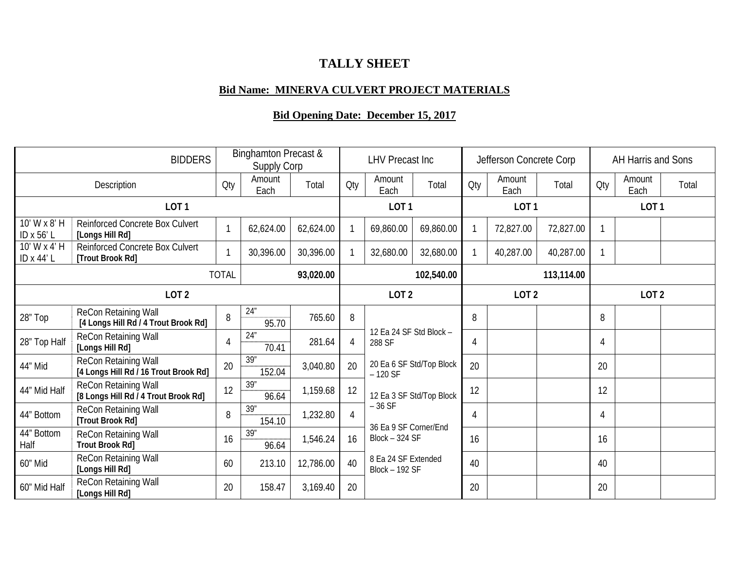# TALLY SHEET

## Bid Name: MINERVA CULVERT PROJECT MATERIALS

## Bid Opening Date: December 15, 2017

| BIDDERS | | Binghamton Precast & Supply Corp | | | LHV Precast Inc | | | Jefferson Concrete Corp | | | AH Harris and Sons | | |
|---|---|---|---|---|---|---|---|---|---|---|---|---|---|
| Description | | Qty | Amount Each | Total | Qty | Amount Each | Total | Qty | Amount Each | Total | Qty | Amount Each | Total |
| LOT 1 | | | | | LOT 1 | | | LOT 1 | | | LOT 1 | | |
| 10' W x 8' H ID x 56' L | Reinforced Concrete Box Culvert **[Longs Hill Rd]** | 1 | 62,624.00 | 62,624.00 | 1 | 69,860.00 | 69,860.00 | 1 | 72,827.00 | 72,827.00 | 1 | | |
| 10' W x 4' H ID x 44' L | Reinforced Concrete Box Culvert **[Trout Brook Rd]** | 1 | 30,396.00 | 30,396.00 | 1 | 32,680.00 | 32,680.00 | 1 | 40,287.00 | 40,287.00 | 1 | | |
| TOTAL | | | | **93,020.00** | | | **102,540.00** | | | **113,114.00** | | | |
| LOT 2 | | | | | LOT 2 | | | LOT 2 | | | LOT 2 | | |
| 28" Top | ReCon Retaining Wall **[4 Longs Hill Rd / 4 Trout Brook Rd]** | 8 | 24" 95.70 | 765.60 | 8 | 12 Ea 24 SF Std Block – 288 SF<br>20 Ea 6 SF Std/Top Block – 120 SF<br>12 Ea 3 SF Std/Top Block – 36 SF<br>36 Ea 9 SF Corner/End Block – 324 SF<br>8 Ea 24 SF Extended Block – 192 SF | | 8 | | | 8 | | |
| 28" Top Half | ReCon Retaining Wall **[Longs Hill Rd]** | 4 | 24" 70.41 | 281.64 | 4 | | | 4 | | | 4 | | |
| 44" Mid | ReCon Retaining Wall **[4 Longs Hill Rd / 16 Trout Brook Rd]** | 20 | 39" 152.04 | 3,040.80 | 20 | | | 20 | | | 20 | | |
| 44" Mid Half | ReCon Retaining Wall **[8 Longs Hill Rd / 4 Trout Brook Rd]** | 12 | 39" 96.64 | 1,159.68 | 12 | | | 12 | | | 12 | | |
| 44" Bottom | ReCon Retaining Wall **[Trout Brook Rd]** | 8 | 39" 154.10 | 1,232.80 | 4 | | | 4 | | | 4 | | |
| 44" Bottom Half | ReCon Retaining Wall **Trout Brook Rd]** | 16 | 39" 96.64 | 1,546.24 | 16 | | | 16 | | | 16 | | |
| 60" Mid | ReCon Retaining Wall **[Longs Hill Rd]** | 60 | 213.10 | 12,786.00 | 40 | | | 40 | | | 40 | | |
| 60" Mid Half | ReCon Retaining Wall **[Longs Hill Rd]** | 20 | 158.47 | 3,169.40 | 20 | | | 20 | | | 20 | | |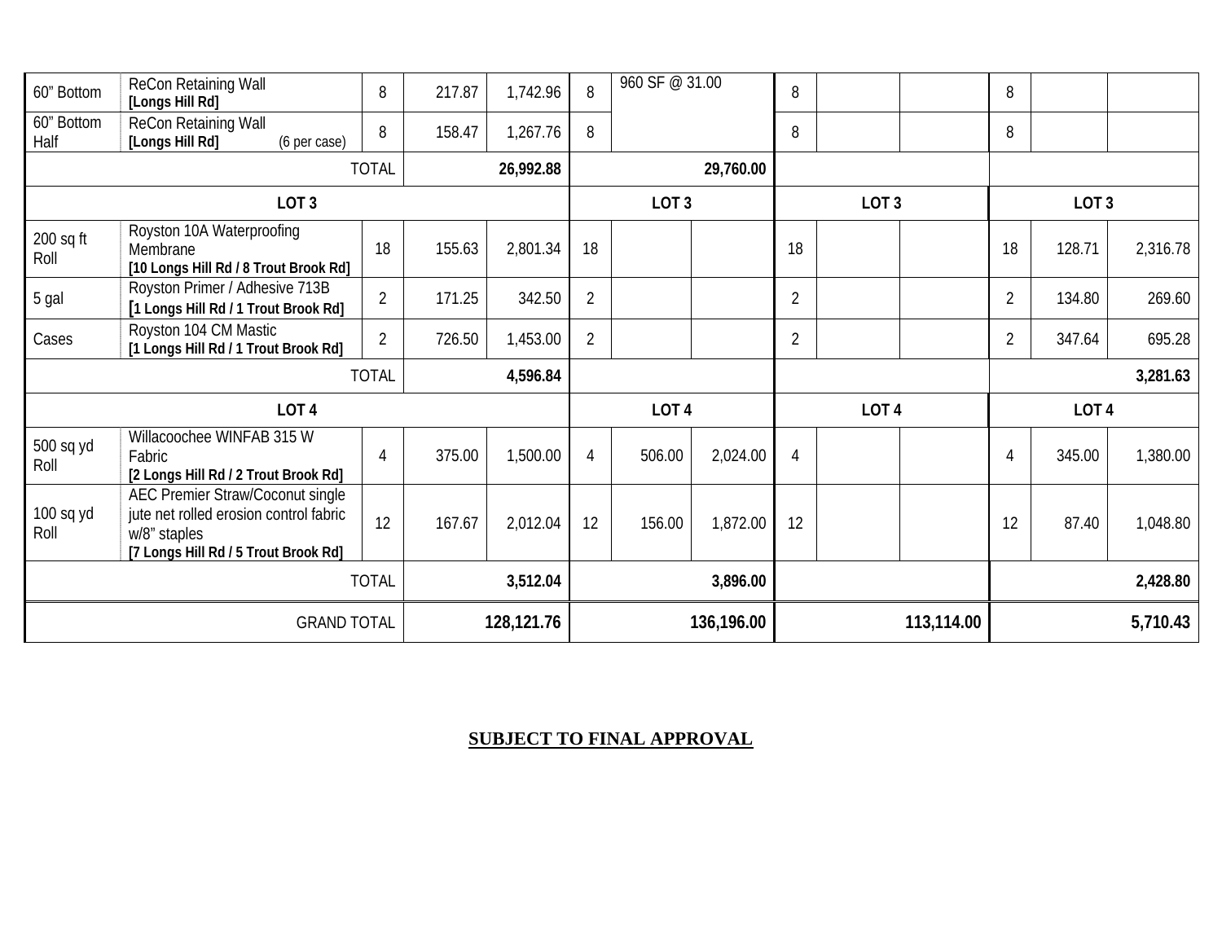| | | | | | | | | | | | | | |
|---|---|---|---|---|---|---|---|---|---|---|---|---|---|
| 60" Bottom | ReCon Retaining Wall [Longs Hill Rd] | 8 | 217.87 | 1,742.96 | 8 | 960 SF @ 31.00 | | 8 | | | 8 | | |
| 60" Bottom Half | ReCon Retaining Wall [Longs Hill Rd] (6 per case) | 8 | 158.47 | 1,267.76 | 8 | | | 8 | | | 8 | | |
| | | TOTAL | | 26,992.88 | | | 29,760.00 | | | | | | |
| LOT 3 | | | | | LOT 3 | | | LOT 3 | | | LOT 3 | | |
| 200 sq ft Roll | Royston 10A Waterproofing Membrane [10 Longs Hill Rd / 8 Trout Brook Rd] | 18 | 155.63 | 2,801.34 | 18 | | | 18 | | | 18 | 128.71 | 2,316.78 |
| 5 gal | Royston Primer / Adhesive 713B [1 Longs Hill Rd / 1 Trout Brook Rd] | 2 | 171.25 | 342.50 | 2 | | | 2 | | | 2 | 134.80 | 269.60 |
| Cases | Royston 104 CM Mastic [1 Longs Hill Rd / 1 Trout Brook Rd] | 2 | 726.50 | 1,453.00 | 2 | | | 2 | | | 2 | 347.64 | 695.28 |
| | | TOTAL | | 4,596.84 | | | | | | | | | 3,281.63 |
| LOT 4 | | | | | LOT 4 | | | LOT 4 | | | LOT 4 | | |
| 500 sq yd Roll | Willacoochee WINFAB 315 W Fabric [2 Longs Hill Rd / 2 Trout Brook Rd] | 4 | 375.00 | 1,500.00 | 4 | 506.00 | 2,024.00 | 4 | | | 4 | 345.00 | 1,380.00 |
| 100 sq yd Roll | AEC Premier Straw/Coconut single jute net rolled erosion control fabric w/8" staples [7 Longs Hill Rd / 5 Trout Brook Rd] | 12 | 167.67 | 2,012.04 | 12 | 156.00 | 1,872.00 | 12 | | | 12 | 87.40 | 1,048.80 |
| | | TOTAL | | 3,512.04 | | | 3,896.00 | | | | | | 2,428.80 |
| | | GRAND TOTAL | | 128,121.76 | | | 136,196.00 | | | 113,114.00 | | | 5,710.43 |

**SUBJECT TO FINAL APPROVAL**